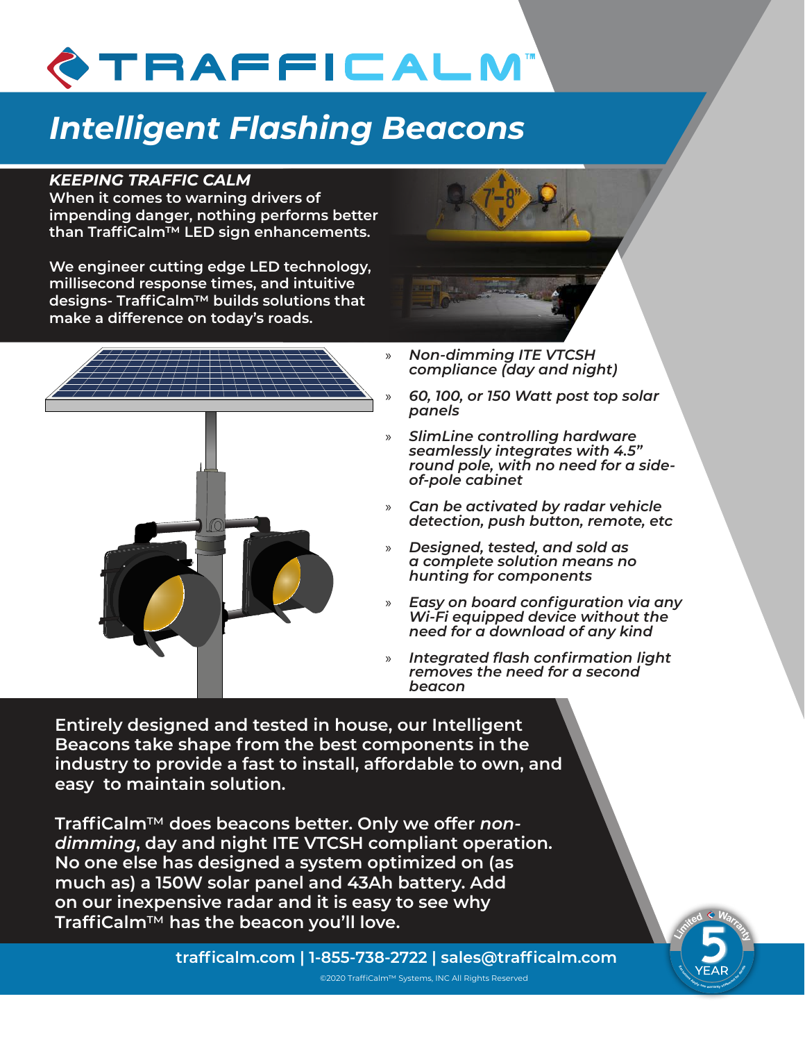# TRAFFICALM™

## *Intelligent Flashing Beacons*

***KEEPING TRAFFIC CALM***

**When it comes to warning drivers of impending danger, nothing performs better than TraffiCalm™ LED sign enhancements.**

**We engineer cutting edge LED technology, millisecond response times, and intuitive designs- TraffiCalm™ builds solutions that make a difference on today's roads.**

- *Non-dimming ITE VTCSH compliance (day and night)*
- *60, 100, or 150 Watt post top solar panels*
- *SlimLine controlling hardware seamlessly integrates with 4.5" round pole, with no need for a side-of-pole cabinet*
- *Can be activated by radar vehicle detection, push button, remote, etc*
- *Designed, tested, and sold as a complete solution means no hunting for components*
- *Easy on board configuration via any Wi-Fi equipped device without the need for a download of any kind*
- *Integrated flash confirmation light removes the need for a second beacon*

**Entirely designed and tested in house, our Intelligent Beacons take shape from the best components in the industry to provide a fast to install, affordable to own, and easy to maintain solution.**

**TraffiCalm™ does beacons better. Only we offer *non-dimming*, day and night ITE VTCSH compliant operation. No one else has designed a system optimized on (as much as) a 150W solar panel and 43Ah battery. Add on our inexpensive radar and it is easy to see why TraffiCalm™ has the beacon you'll love.**

Limited Warranty 5 YEAR

**trafficalm.com | 1-855-738-2722 | sales@trafficalm.com**

©2020 TraffiCalm™ Systems, INC All Rights Reserved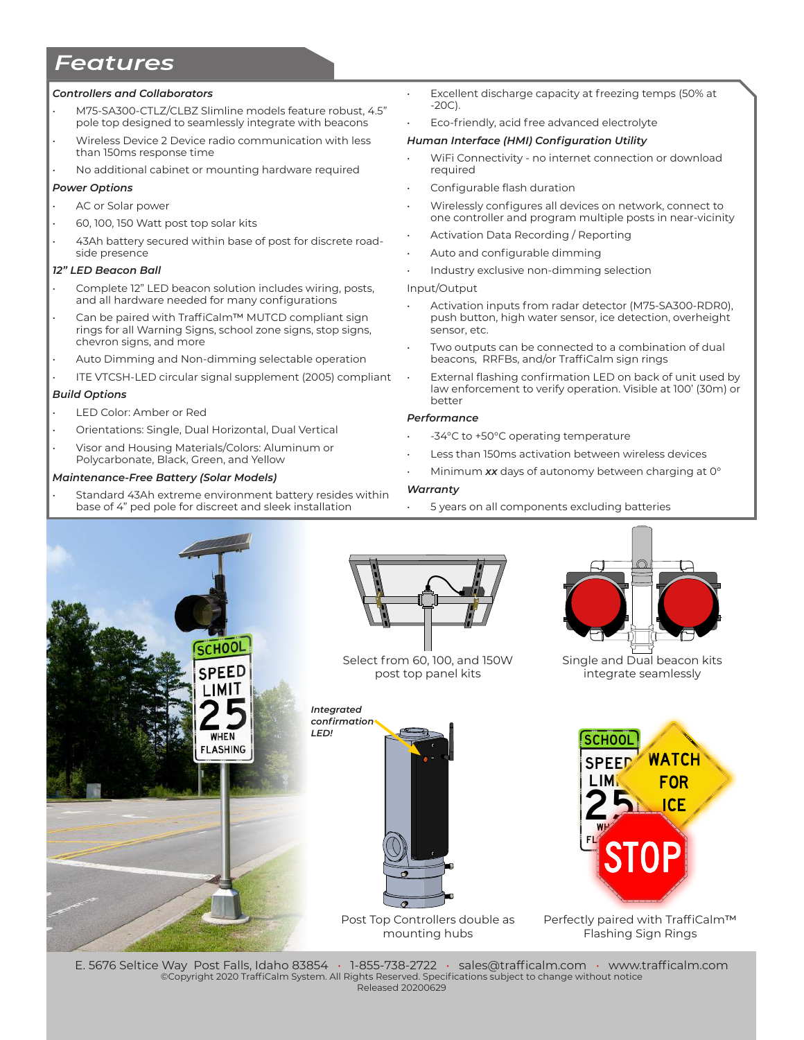# Features

*Controllers and Collaborators*

- M75-SA300-CTLZ/CLBZ Slimline models feature robust, 4.5" pole top designed to seamlessly integrate with beacons
- Wireless Device 2 Device radio communication with less than 150ms response time
- No additional cabinet or mounting hardware required

*Power Options*

- AC or Solar power
- 60, 100, 150 Watt post top solar kits
- 43Ah battery secured within base of post for discrete road-side presence

*12" LED Beacon Ball*

- Complete 12" LED beacon solution includes wiring, posts, and all hardware needed for many configurations
- Can be paired with TraffiCalm™ MUTCD compliant sign rings for all Warning Signs, school zone signs, stop signs, chevron signs, and more
- Auto Dimming and Non-dimming selectable operation
- ITE VTCSH-LED circular signal supplement (2005) compliant

*Build Options*

- LED Color: Amber or Red
- Orientations: Single, Dual Horizontal, Dual Vertical
- Visor and Housing Materials/Colors: Aluminum or Polycarbonate, Black, Green, and Yellow

*Maintenance-Free Battery (Solar Models)*

- Standard 43Ah extreme environment battery resides within base of 4" ped pole for discreet and sleek installation
- Excellent discharge capacity at freezing temps (50% at -20C).
- Eco-friendly, acid free advanced electrolyte

*Human Interface (HMI) Configuration Utility*

- WiFi Connectivity - no internet connection or download required
- Configurable flash duration
- Wirelessly configures all devices on network, connect to one controller and program multiple posts in near-vicinity
- Activation Data Recording / Reporting
- Auto and configurable dimming
- Industry exclusive non-dimming selection

Input/Output

- Activation inputs from radar detector (M75-SA300-RDR0), push button, high water sensor, ice detection, overheight sensor, etc.
- Two outputs can be connected to a combination of dual beacons, RRFBs, and/or TraffiCalm sign rings
- External flashing confirmation LED on back of unit used by law enforcement to verify operation. Visible at 100' (30m) or better

*Performance*

- -34°C to +50°C operating temperature
- Less than 150ms activation between wireless devices
- Minimum ***xx*** days of autonomy between charging at 0°

*Warranty*

- 5 years on all components excluding batteries

Select from 60, 100, and 150W post top panel kits

Single and Dual beacon kits integrate seamlessly

*Integrated confirmation LED!*

Post Top Controllers double as mounting hubs

Perfectly paired with TraffiCalm™ Flashing Sign Rings

E. 5676 Seltice Way Post Falls, Idaho 83854 · 1-855-738-2722 · sales@trafficalm.com · www.trafficalm.com
©Copyright 2020 TraffiCalm System. All Rights Reserved. Specifications subject to change without notice
Released 20200629